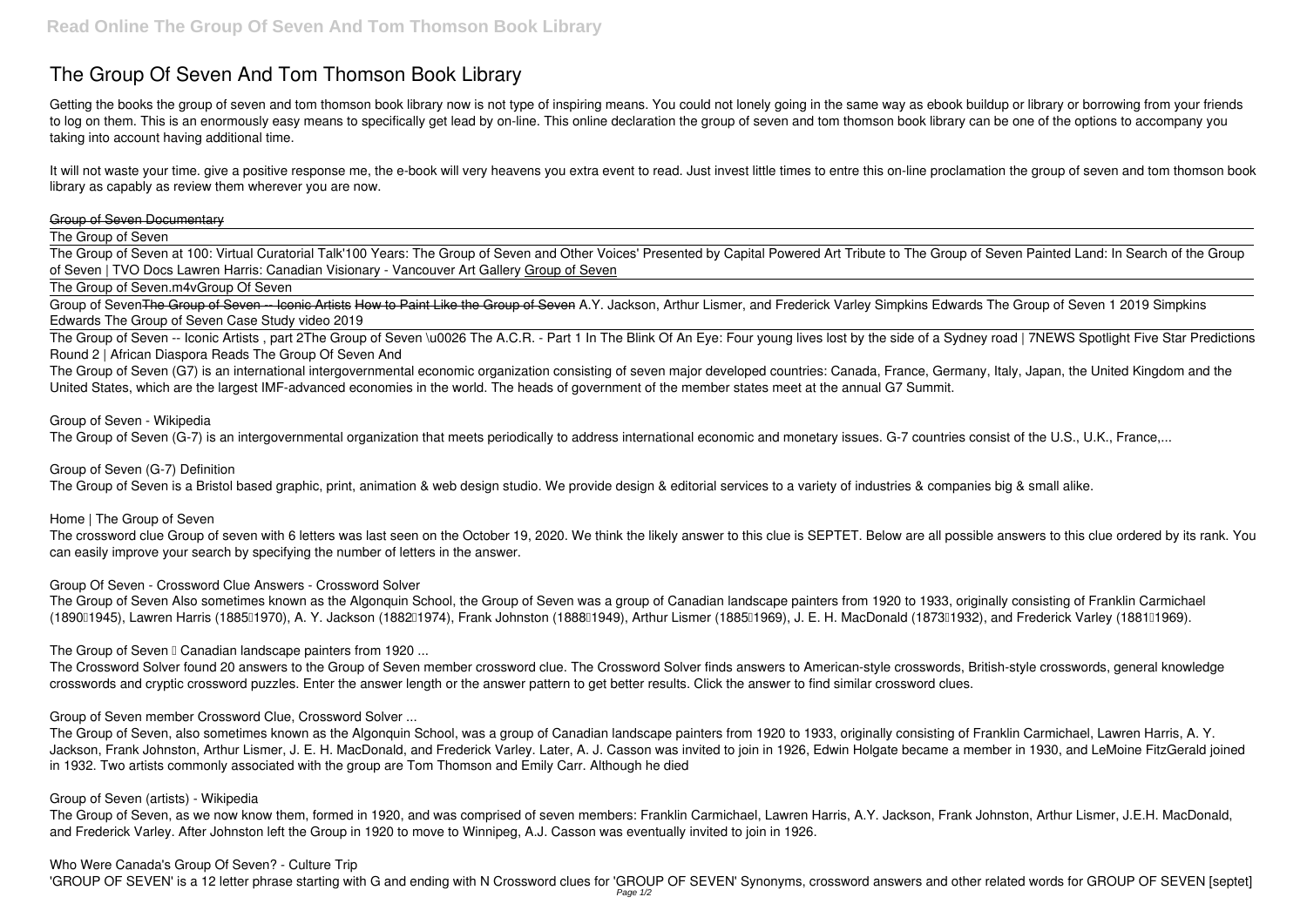# The Group Of Seven And Tom Thomson Book Library

Getting the books the group of seven and tom thomson book library now is not type of inspiring means. You could not lonely going in the same way as ebook buildup or library or borrowing from your friends to log on them. This is an enormously easy means to specifically get lead by on-line. This online declaration the group of seven and tom thomson book library can be one of the options to accompany you taking into account having additional time.

It will not waste your time. give a positive response me, the e-book will very heavens you extra event to read. Just invest little times to entre this on-line proclamation the group of seven and tom thomson book library as capably as review them wherever you are now.

~~Group of Seven Documentary~~

The Group of Seven

The Group of Seven at 100: Virtual Curatorial Talk'100 Years: The Group of Seven and Other Voices' Presented by Capital Powered Art Tribute to The Group of Seven Painted Land: In Search of the Group of Seven | TVO Docs Lawren Harris: Canadian Visionary - Vancouver Art Gallery Group of Seven

The Group of Seven.m4vGroup Of Seven

Group of Seven~~The Group of Seven -- Iconic Artists~~ ~~How to Paint Like the Group of Seven~~ A.Y. Jackson, Arthur Lismer, and Frederick Varley Simpkins Edwards The Group of Seven 1 2019 Simpkins Edwards The Group of Seven Case Study video 2019

The Group of Seven -- Iconic Artists , part 2The Group of Seven \u0026 The A.C.R. - Part 1 In The Blink Of An Eye: Four young lives lost by the side of a Sydney road | 7NEWS Spotlight Five Star Predictions Round 2 | African Diaspora Reads The Group Of Seven And

The Group of Seven (G7) is an international intergovernmental economic organization consisting of seven major developed countries: Canada, France, Germany, Italy, Japan, the United Kingdom and the United States, which are the largest IMF-advanced economies in the world. The heads of government of the member states meet at the annual G7 Summit.

**Group of Seven - Wikipedia**

The Group of Seven (G-7) is an intergovernmental organization that meets periodically to address international economic and monetary issues. G-7 countries consist of the U.S., U.K., France,...

**Group of Seven (G-7) Definition**

The Group of Seven is a Bristol based graphic, print, animation & web design studio. We provide design & editorial services to a variety of industries & companies big & small alike.

**Home | The Group of Seven**

The crossword clue Group of seven with 6 letters was last seen on the October 19, 2020. We think the likely answer to this clue is SEPTET. Below are all possible answers to this clue ordered by its rank. You can easily improve your search by specifying the number of letters in the answer.

**Group Of Seven - Crossword Clue Answers - Crossword Solver**

The Group of Seven Also sometimes known as the Algonquin School, the Group of Seven was a group of Canadian landscape painters from 1920 to 1933, originally consisting of Franklin Carmichael (1890–1945), Lawren Harris (1885–1970), A. Y. Jackson (1882–1974), Frank Johnston (1888–1949), Arthur Lismer (1885–1969), J. E. H. MacDonald (1873–1932), and Frederick Varley (1881–1969).

**The Group of Seven – Canadian landscape painters from 1920 ...**

The Crossword Solver found 20 answers to the Group of Seven member crossword clue. The Crossword Solver finds answers to American-style crosswords, British-style crosswords, general knowledge crosswords and cryptic crossword puzzles. Enter the answer length or the answer pattern to get better results. Click the answer to find similar crossword clues.

**Group of Seven member Crossword Clue, Crossword Solver ...**

The Group of Seven, also sometimes known as the Algonquin School, was a group of Canadian landscape painters from 1920 to 1933, originally consisting of Franklin Carmichael, Lawren Harris, A. Y. Jackson, Frank Johnston, Arthur Lismer, J. E. H. MacDonald, and Frederick Varley. Later, A. J. Casson was invited to join in 1926, Edwin Holgate became a member in 1930, and LeMoine FitzGerald joined in 1932. Two artists commonly associated with the group are Tom Thomson and Emily Carr. Although he died

**Group of Seven (artists) - Wikipedia**

The Group of Seven, as we now know them, formed in 1920, and was comprised of seven members: Franklin Carmichael, Lawren Harris, A.Y. Jackson, Frank Johnston, Arthur Lismer, J.E.H. MacDonald, and Frederick Varley. After Johnston left the Group in 1920 to move to Winnipeg, A.J. Casson was eventually invited to join in 1926.

**Who Were Canada's Group Of Seven? - Culture Trip**

'GROUP OF SEVEN' is a 12 letter phrase starting with G and ending with N Crossword clues for 'GROUP OF SEVEN' Synonyms, crossword answers and other related words for GROUP OF SEVEN [septet]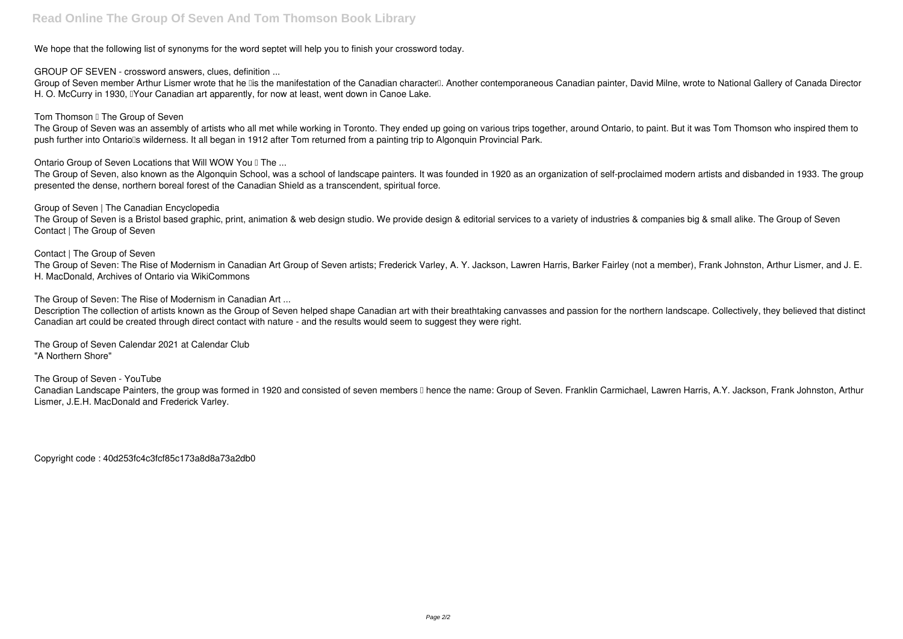We hope that the following list of synonyms for the word septet will help you to finish your crossword today.

**GROUP OF SEVEN - crossword answers, clues, definition ...**

Group of Seven member Arthur Lismer wrote that he "is the manifestation of the Canadian character". Another contemporaneous Canadian painter, David Milne, wrote to National Gallery of Canada Director H. O. McCurry in 1930, "Your Canadian art apparently, for now at least, went down in Canoe Lake.

**Tom Thomson – The Group of Seven**

The Group of Seven was an assembly of artists who all met while working in Toronto. They ended up going on various trips together, around Ontario, to paint. But it was Tom Thomson who inspired them to push further into Ontario's wilderness. It all began in 1912 after Tom returned from a painting trip to Algonquin Provincial Park.

**Ontario Group of Seven Locations that Will WOW You – The ...**

The Group of Seven, also known as the Algonquin School, was a school of landscape painters. It was founded in 1920 as an organization of self-proclaimed modern artists and disbanded in 1933. The group presented the dense, northern boreal forest of the Canadian Shield as a transcendent, spiritual force.

**Group of Seven | The Canadian Encyclopedia**

The Group of Seven is a Bristol based graphic, print, animation & web design studio. We provide design & editorial services to a variety of industries & companies big & small alike. The Group of Seven Contact | The Group of Seven

**Contact | The Group of Seven**

The Group of Seven: The Rise of Modernism in Canadian Art Group of Seven artists; Frederick Varley, A. Y. Jackson, Lawren Harris, Barker Fairley (not a member), Frank Johnston, Arthur Lismer, and J. E. H. MacDonald, Archives of Ontario via WikiCommons

**The Group of Seven: The Rise of Modernism in Canadian Art ...**

Description The collection of artists known as the Group of Seven helped shape Canadian art with their breathtaking canvasses and passion for the northern landscape. Collectively, they believed that distinct Canadian art could be created through direct contact with nature - and the results would seem to suggest they were right.

**The Group of Seven Calendar 2021 at Calendar Club**
"A Northern Shore"

**The Group of Seven - YouTube**

Canadian Landscape Painters, the group was formed in 1920 and consisted of seven members – hence the name: Group of Seven. Franklin Carmichael, Lawren Harris, A.Y. Jackson, Frank Johnston, Arthur Lismer, J.E.H. MacDonald and Frederick Varley.

Copyright code : 40d253fc4c3fcf85c173a8d8a73a2db0